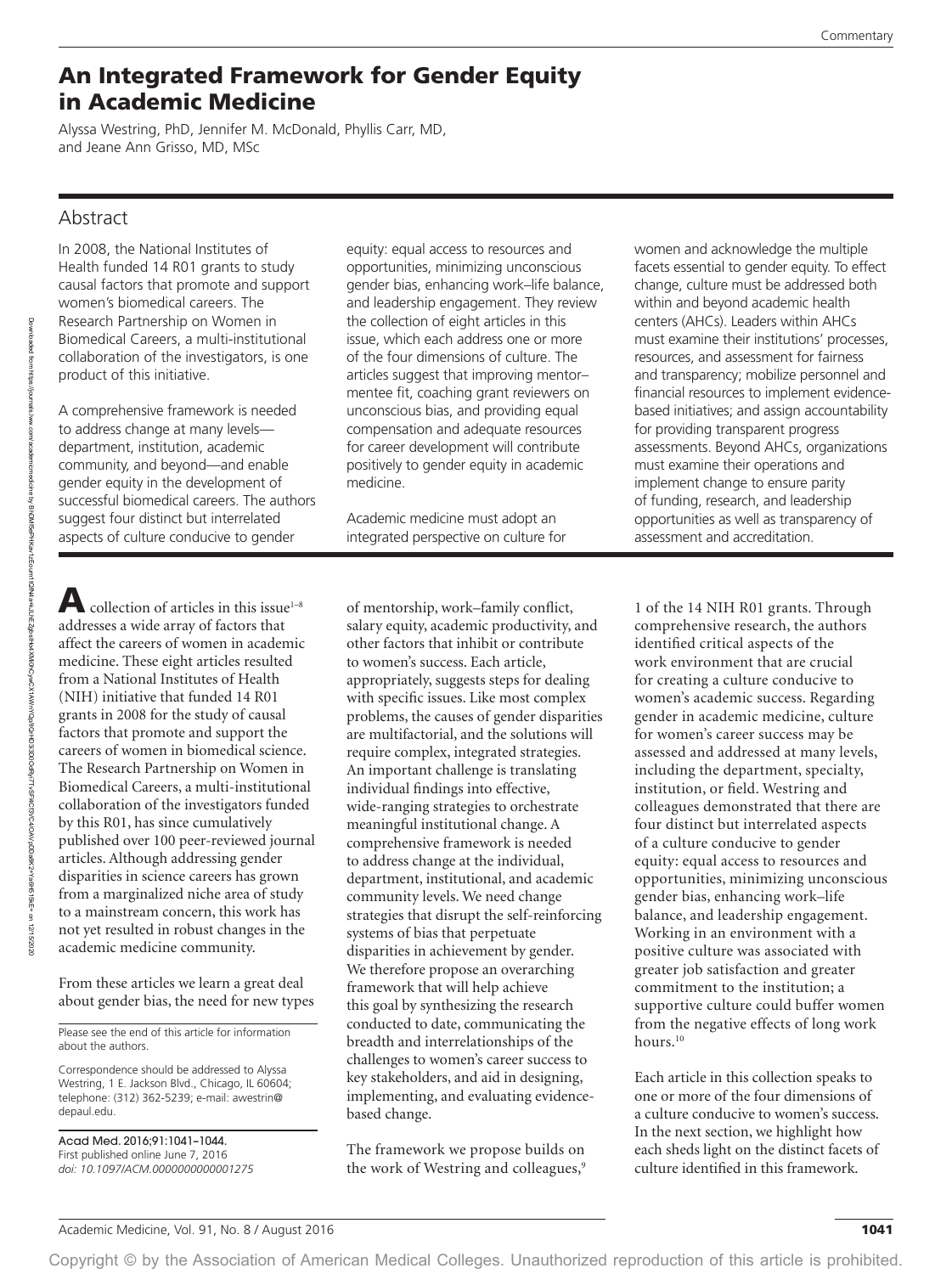Commentary

# An Integrated Framework for Gender Equity in Academic Medicine

Alyssa Westring, PhD, Jennifer M. McDonald, Phyllis Carr, MD, and Jeane Ann Grisso, MD, MSc

## Abstract

In 2008, the National Institutes of Health funded 14 R01 grants to study causal factors that promote and support women's biomedical careers. The Research Partnership on Women in Biomedical Careers, a multi-institutional collaboration of the investigators, is one product of this initiative.

A comprehensive framework is needed to address change at many levels—department, institution, academic community, and beyond—and enable gender equity in the development of successful biomedical careers. The authors suggest four distinct but interrelated aspects of culture conducive to gender equity: equal access to resources and opportunities, minimizing unconscious gender bias, enhancing work–life balance, and leadership engagement. They review the collection of eight articles in this issue, which each address one or more of the four dimensions of culture. The articles suggest that improving mentor–mentee fit, coaching grant reviewers on unconscious bias, and providing equal compensation and adequate resources for career development will contribute positively to gender equity in academic medicine.

Academic medicine must adopt an integrated perspective on culture for women and acknowledge the multiple facets essential to gender equity. To effect change, culture must be addressed both within and beyond academic health centers (AHCs). Leaders within AHCs must examine their institutions' processes, resources, and assessment for fairness and transparency; mobilize personnel and financial resources to implement evidence-based initiatives; and assign accountability for providing transparent progress assessments. Beyond AHCs, organizations must examine their operations and implement change to ensure parity of funding, research, and leadership opportunities as well as transparency of assessment and accreditation.

A collection of articles in this issue[1–8] addresses a wide array of factors that affect the careers of women in academic medicine. These eight articles resulted from a National Institutes of Health (NIH) initiative that funded 14 R01 grants in 2008 for the study of causal factors that promote and support the careers of women in biomedical science. The Research Partnership on Women in Biomedical Careers, a multi-institutional collaboration of the investigators funded by this R01, has since cumulatively published over 100 peer-reviewed journal articles. Although addressing gender disparities in science careers has grown from a marginalized niche area of study to a mainstream concern, this work has not yet resulted in robust changes in the academic medicine community.

From these articles we learn a great deal about gender bias, the need for new types of mentorship, work–family conflict, salary equity, academic productivity, and other factors that inhibit or contribute to women's success. Each article, appropriately, suggests steps for dealing with specific issues. Like most complex problems, the causes of gender disparities are multifactorial, and the solutions will require complex, integrated strategies. An important challenge is translating individual findings into effective, wide-ranging strategies to orchestrate meaningful institutional change. A comprehensive framework is needed to address change at the individual, department, institutional, and academic community levels. We need change strategies that disrupt the self-reinforcing systems of bias that perpetuate disparities in achievement by gender. We therefore propose an overarching framework that will help achieve this goal by synthesizing the research conducted to date, communicating the breadth and interrelationships of the challenges to women's career success to key stakeholders, and aid in designing, implementing, and evaluating evidence-based change.

The framework we propose builds on the work of Westring and colleagues,[9] 1 of the 14 NIH R01 grants. Through comprehensive research, the authors identified critical aspects of the work environment that are crucial for creating a culture conducive to women's academic success. Regarding gender in academic medicine, culture for women's career success may be assessed and addressed at many levels, including the department, specialty, institution, or field. Westring and colleagues demonstrated that there are four distinct but interrelated aspects of a culture conducive to gender equity: equal access to resources and opportunities, minimizing unconscious gender bias, enhancing work–life balance, and leadership engagement. Working in an environment with a positive culture was associated with greater job satisfaction and greater commitment to the institution; a supportive culture could buffer women from the negative effects of long work hours.[10]

Each article in this collection speaks to one or more of the four dimensions of a culture conducive to women's success. In the next section, we highlight how each sheds light on the distinct facets of culture identified in this framework.

Please see the end of this article for information about the authors.

Correspondence should be addressed to Alyssa Westring, 1 E. Jackson Blvd., Chicago, IL 60604; telephone: (312) 362-5239; e-mail: awestrin@depaul.edu.

Acad Med. 2016;91:1041–1044.
First published online June 7, 2016
*doi: 10.1097/ACM.0000000000001275*

Copyright © by the Association of American Medical Colleges. Unauthorized reproduction of this article is prohibited.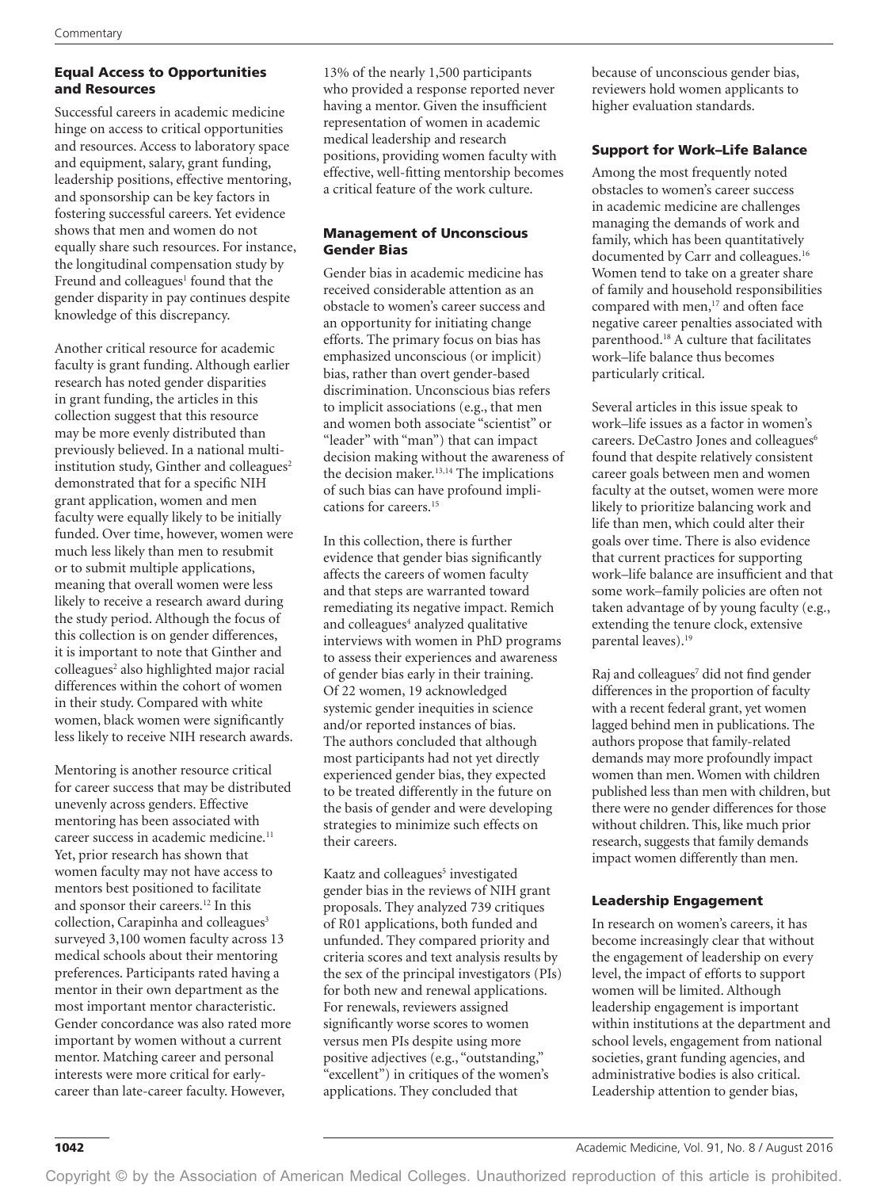### Equal Access to Opportunities and Resources

Successful careers in academic medicine hinge on access to critical opportunities and resources. Access to laboratory space and equipment, salary, grant funding, leadership positions, effective mentoring, and sponsorship can be key factors in fostering successful careers. Yet evidence shows that men and women do not equally share such resources. For instance, the longitudinal compensation study by Freund and colleagues[1] found that the gender disparity in pay continues despite knowledge of this discrepancy.

Another critical resource for academic faculty is grant funding. Although earlier research has noted gender disparities in grant funding, the articles in this collection suggest that this resource may be more evenly distributed than previously believed. In a national multi-institution study, Ginther and colleagues[2] demonstrated that for a specific NIH grant application, women and men faculty were equally likely to be initially funded. Over time, however, women were much less likely than men to resubmit or to submit multiple applications, meaning that overall women were less likely to receive a research award during the study period. Although the focus of this collection is on gender differences, it is important to note that Ginther and colleagues[2] also highlighted major racial differences within the cohort of women in their study. Compared with white women, black women were significantly less likely to receive NIH research awards.

Mentoring is another resource critical for career success that may be distributed unevenly across genders. Effective mentoring has been associated with career success in academic medicine.[11] Yet, prior research has shown that women faculty may not have access to mentors best positioned to facilitate and sponsor their careers.[12] In this collection, Carapinha and colleagues[3] surveyed 3,100 women faculty across 13 medical schools about their mentoring preferences. Participants rated having a mentor in their own department as the most important mentor characteristic. Gender concordance was also rated more important by women without a current mentor. Matching career and personal interests were more critical for early-career than late-career faculty. However, 13% of the nearly 1,500 participants who provided a response reported never having a mentor. Given the insufficient representation of women in academic medical leadership and research positions, providing women faculty with effective, well-fitting mentorship becomes a critical feature of the work culture.

### Management of Unconscious Gender Bias

Gender bias in academic medicine has received considerable attention as an obstacle to women's career success and an opportunity for initiating change efforts. The primary focus on bias has emphasized unconscious (or implicit) bias, rather than overt gender-based discrimination. Unconscious bias refers to implicit associations (e.g., that men and women both associate "scientist" or "leader" with "man") that can impact decision making without the awareness of the decision maker.[13,14] The implications of such bias can have profound implications for careers.[15]

In this collection, there is further evidence that gender bias significantly affects the careers of women faculty and that steps are warranted toward remediating its negative impact. Remich and colleagues[4] analyzed qualitative interviews with women in PhD programs to assess their experiences and awareness of gender bias early in their training. Of 22 women, 19 acknowledged systemic gender inequities in science and/or reported instances of bias. The authors concluded that although most participants had not yet directly experienced gender bias, they expected to be treated differently in the future on the basis of gender and were developing strategies to minimize such effects on their careers.

Kaatz and colleagues[5] investigated gender bias in the reviews of NIH grant proposals. They analyzed 739 critiques of R01 applications, both funded and unfunded. They compared priority and criteria scores and text analysis results by the sex of the principal investigators (PIs) for both new and renewal applications. For renewals, reviewers assigned significantly worse scores to women versus men PIs despite using more positive adjectives (e.g., "outstanding," "excellent") in critiques of the women's applications. They concluded that because of unconscious gender bias, reviewers hold women applicants to higher evaluation standards.

### Support for Work–Life Balance

Among the most frequently noted obstacles to women's career success in academic medicine are challenges managing the demands of work and family, which has been quantitatively documented by Carr and colleagues.[16] Women tend to take on a greater share of family and household responsibilities compared with men,[17] and often face negative career penalties associated with parenthood.[18] A culture that facilitates work–life balance thus becomes particularly critical.

Several articles in this issue speak to work–life issues as a factor in women's careers. DeCastro Jones and colleagues[6] found that despite relatively consistent career goals between men and women faculty at the outset, women were more likely to prioritize balancing work and life than men, which could alter their goals over time. There is also evidence that current practices for supporting work–life balance are insufficient and that some work–family policies are often not taken advantage of by young faculty (e.g., extending the tenure clock, extensive parental leaves).[19]

Raj and colleagues[7] did not find gender differences in the proportion of faculty with a recent federal grant, yet women lagged behind men in publications. The authors propose that family-related demands may more profoundly impact women than men. Women with children published less than men with children, but there were no gender differences for those without children. This, like much prior research, suggests that family demands impact women differently than men.

### Leadership Engagement

In research on women's careers, it has become increasingly clear that without the engagement of leadership on every level, the impact of efforts to support women will be limited. Although leadership engagement is important within institutions at the department and school levels, engagement from national societies, grant funding agencies, and administrative bodies is also critical. Leadership attention to gender bias,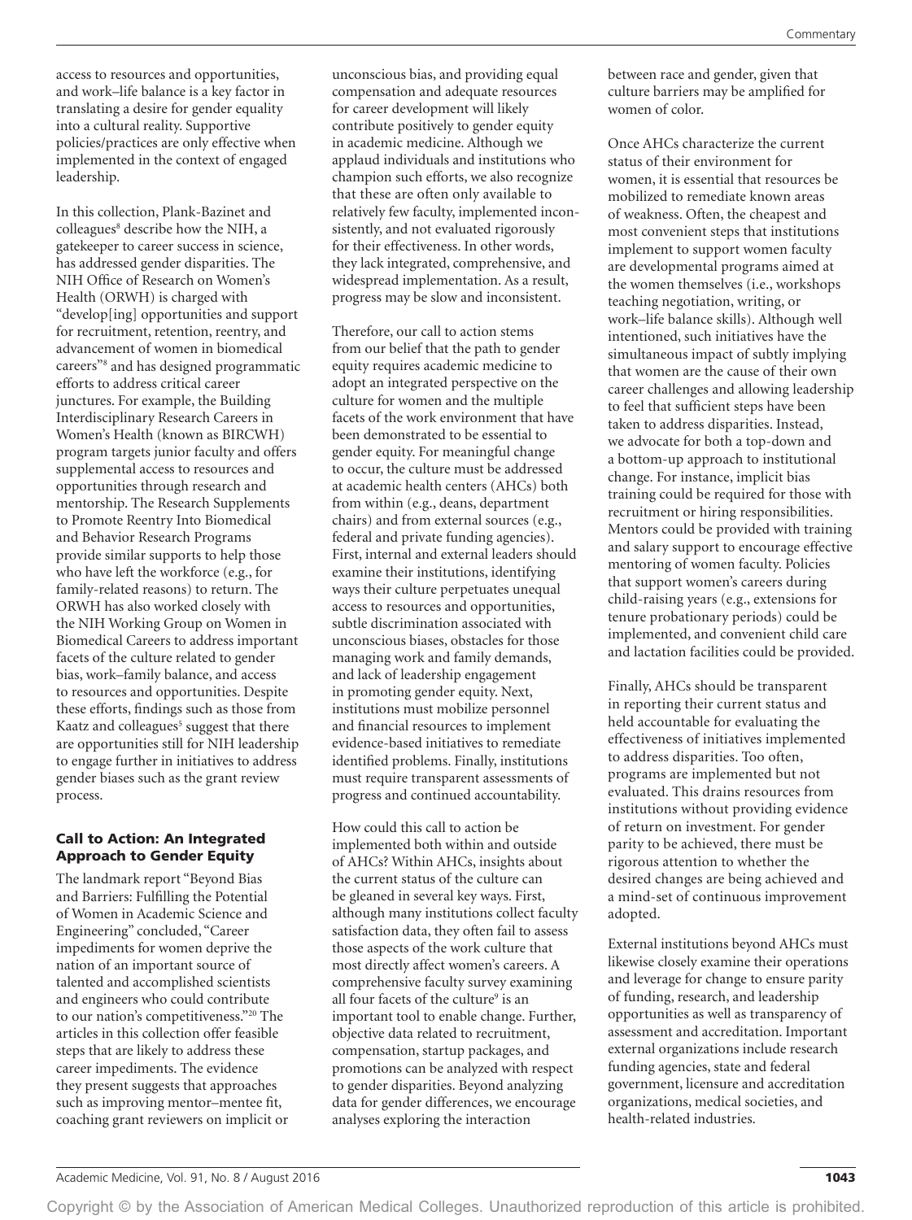access to resources and opportunities, and work–life balance is a key factor in translating a desire for gender equality into a cultural reality. Supportive policies/practices are only effective when implemented in the context of engaged leadership.

In this collection, Plank-Bazinet and colleagues[8] describe how the NIH, a gatekeeper to career success in science, has addressed gender disparities. The NIH Office of Research on Women's Health (ORWH) is charged with "develop[ing] opportunities and support for recruitment, retention, reentry, and advancement of women in biomedical careers"[8] and has designed programmatic efforts to address critical career junctures. For example, the Building Interdisciplinary Research Careers in Women's Health (known as BIRCWH) program targets junior faculty and offers supplemental access to resources and opportunities through research and mentorship. The Research Supplements to Promote Reentry Into Biomedical and Behavior Research Programs provide similar supports to help those who have left the workforce (e.g., for family-related reasons) to return. The ORWH has also worked closely with the NIH Working Group on Women in Biomedical Careers to address important facets of the culture related to gender bias, work–family balance, and access to resources and opportunities. Despite these efforts, findings such as those from Kaatz and colleagues[5] suggest that there are opportunities still for NIH leadership to engage further in initiatives to address gender biases such as the grant review process.

## Call to Action: An Integrated Approach to Gender Equity

The landmark report "Beyond Bias and Barriers: Fulfilling the Potential of Women in Academic Science and Engineering" concluded, "Career impediments for women deprive the nation of an important source of talented and accomplished scientists and engineers who could contribute to our nation's competitiveness."[20] The articles in this collection offer feasible steps that are likely to address these career impediments. The evidence they present suggests that approaches such as improving mentor–mentee fit, coaching grant reviewers on implicit or unconscious bias, and providing equal compensation and adequate resources for career development will likely contribute positively to gender equity in academic medicine. Although we applaud individuals and institutions who champion such efforts, we also recognize that these are often only available to relatively few faculty, implemented inconsistently, and not evaluated rigorously for their effectiveness. In other words, they lack integrated, comprehensive, and widespread implementation. As a result, progress may be slow and inconsistent.

Therefore, our call to action stems from our belief that the path to gender equity requires academic medicine to adopt an integrated perspective on the culture for women and the multiple facets of the work environment that have been demonstrated to be essential to gender equity. For meaningful change to occur, the culture must be addressed at academic health centers (AHCs) both from within (e.g., deans, department chairs) and from external sources (e.g., federal and private funding agencies). First, internal and external leaders should examine their institutions, identifying ways their culture perpetuates unequal access to resources and opportunities, subtle discrimination associated with unconscious biases, obstacles for those managing work and family demands, and lack of leadership engagement in promoting gender equity. Next, institutions must mobilize personnel and financial resources to implement evidence-based initiatives to remediate identified problems. Finally, institutions must require transparent assessments of progress and continued accountability.

How could this call to action be implemented both within and outside of AHCs? Within AHCs, insights about the current status of the culture can be gleaned in several key ways. First, although many institutions collect faculty satisfaction data, they often fail to assess those aspects of the work culture that most directly affect women's careers. A comprehensive faculty survey examining all four facets of the culture[9] is an important tool to enable change. Further, objective data related to recruitment, compensation, startup packages, and promotions can be analyzed with respect to gender disparities. Beyond analyzing data for gender differences, we encourage analyses exploring the interaction between race and gender, given that culture barriers may be amplified for women of color.

Once AHCs characterize the current status of their environment for women, it is essential that resources be mobilized to remediate known areas of weakness. Often, the cheapest and most convenient steps that institutions implement to support women faculty are developmental programs aimed at the women themselves (i.e., workshops teaching negotiation, writing, or work–life balance skills). Although well intentioned, such initiatives have the simultaneous impact of subtly implying that women are the cause of their own career challenges and allowing leadership to feel that sufficient steps have been taken to address disparities. Instead, we advocate for both a top-down and a bottom-up approach to institutional change. For instance, implicit bias training could be required for those with recruitment or hiring responsibilities. Mentors could be provided with training and salary support to encourage effective mentoring of women faculty. Policies that support women's careers during child-raising years (e.g., extensions for tenure probationary periods) could be implemented, and convenient child care and lactation facilities could be provided.

Finally, AHCs should be transparent in reporting their current status and held accountable for evaluating the effectiveness of initiatives implemented to address disparities. Too often, programs are implemented but not evaluated. This drains resources from institutions without providing evidence of return on investment. For gender parity to be achieved, there must be rigorous attention to whether the desired changes are being achieved and a mind-set of continuous improvement adopted.

External institutions beyond AHCs must likewise closely examine their operations and leverage for change to ensure parity of funding, research, and leadership opportunities as well as transparency of assessment and accreditation. Important external organizations include research funding agencies, state and federal government, licensure and accreditation organizations, medical societies, and health-related industries.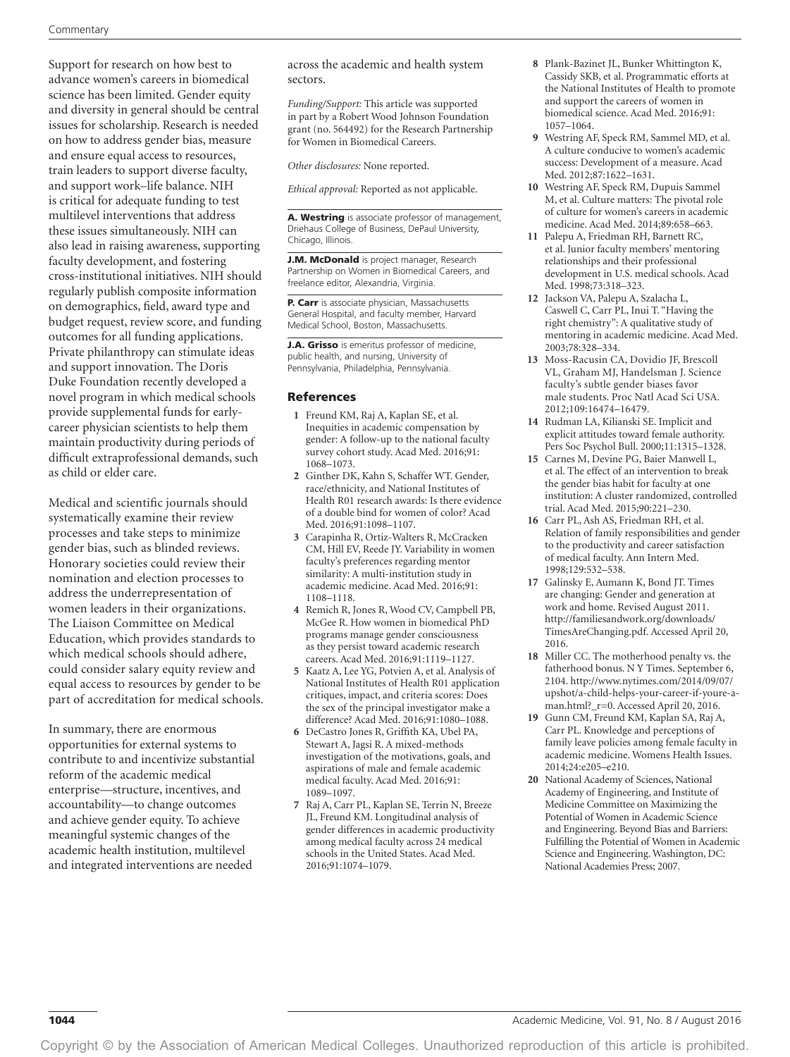Support for research on how best to advance women's careers in biomedical science has been limited. Gender equity and diversity in general should be central issues for scholarship. Research is needed on how to address gender bias, measure and ensure equal access to resources, train leaders to support diverse faculty, and support work–life balance. NIH is critical for adequate funding to test multilevel interventions that address these issues simultaneously. NIH can also lead in raising awareness, supporting faculty development, and fostering cross-institutional initiatives. NIH should regularly publish composite information on demographics, field, award type and budget request, review score, and funding outcomes for all funding applications. Private philanthropy can stimulate ideas and support innovation. The Doris Duke Foundation recently developed a novel program in which medical schools provide supplemental funds for early-career physician scientists to help them maintain productivity during periods of difficult extraprofessional demands, such as child or elder care.

Medical and scientific journals should systematically examine their review processes and take steps to minimize gender bias, such as blinded reviews. Honorary societies could review their nomination and election processes to address the underrepresentation of women leaders in their organizations. The Liaison Committee on Medical Education, which provides standards to which medical schools should adhere, could consider salary equity review and equal access to resources by gender to be part of accreditation for medical schools.

In summary, there are enormous opportunities for external systems to contribute to and incentivize substantial reform of the academic medical enterprise—structure, incentives, and accountability—to change outcomes and achieve gender equity. To achieve meaningful systemic changes of the academic health institution, multilevel and integrated interventions are needed across the academic and health system sectors.

*Funding/Support:* This article was supported in part by a Robert Wood Johnson Foundation grant (no. 564492) for the Research Partnership for Women in Biomedical Careers.

*Other disclosures:* None reported.

*Ethical approval:* Reported as not applicable.

**A. Westring** is associate professor of management, Driehaus College of Business, DePaul University, Chicago, Illinois.

**J.M. McDonald** is project manager, Research Partnership on Women in Biomedical Careers, and freelance editor, Alexandria, Virginia.

**P. Carr** is associate physician, Massachusetts General Hospital, and faculty member, Harvard Medical School, Boston, Massachusetts.

**J.A. Grisso** is emeritus professor of medicine, public health, and nursing, University of Pennsylvania, Philadelphia, Pennsylvania.

## References

1. Freund KM, Raj A, Kaplan SE, et al. Inequities in academic compensation by gender: A follow-up to the national faculty survey cohort study. Acad Med. 2016;91:1068–1073.
2. Ginther DK, Kahn S, Schaffer WT. Gender, race/ethnicity, and National Institutes of Health R01 research awards: Is there evidence of a double bind for women of color? Acad Med. 2016;91:1098–1107.
3. Carapinha R, Ortiz-Walters R, McCracken CM, Hill EV, Reede JY. Variability in women faculty's preferences regarding mentor similarity: A multi-institution study in academic medicine. Acad Med. 2016;91:1108–1118.
4. Remich R, Jones R, Wood CV, Campbell PB, McGee R. How women in biomedical PhD programs manage gender consciousness as they persist toward academic research careers. Acad Med. 2016;91:1119–1127.
5. Kaatz A, Lee YG, Potvien A, et al. Analysis of National Institutes of Health R01 application critiques, impact, and criteria scores: Does the sex of the principal investigator make a difference? Acad Med. 2016;91:1080–1088.
6. DeCastro Jones R, Griffith KA, Ubel PA, Stewart A, Jagsi R. A mixed-methods investigation of the motivations, goals, and aspirations of male and female academic medical faculty. Acad Med. 2016;91:1089–1097.
7. Raj A, Carr PL, Kaplan SE, Terrin N, Breeze JL, Freund KM. Longitudinal analysis of gender differences in academic productivity among medical faculty across 24 medical schools in the United States. Acad Med. 2016;91:1074–1079.
8. Plank-Bazinet JL, Bunker Whittington K, Cassidy SKB, et al. Programmatic efforts at the National Institutes of Health to promote and support the careers of women in biomedical science. Acad Med. 2016;91:1057–1064.
9. Westring AF, Speck RM, Sammel MD, et al. A culture conducive to women's academic success: Development of a measure. Acad Med. 2012;87:1622–1631.
10. Westring AF, Speck RM, Dupuis Sammel M, et al. Culture matters: The pivotal role of culture for women's careers in academic medicine. Acad Med. 2014;89:658–663.
11. Palepu A, Friedman RH, Barnett RC, et al. Junior faculty members' mentoring relationships and their professional development in U.S. medical schools. Acad Med. 1998;73:318–323.
12. Jackson VA, Palepu A, Szalacha L, Caswell C, Carr PL, Inui T. "Having the right chemistry": A qualitative study of mentoring in academic medicine. Acad Med. 2003;78:328–334.
13. Moss-Racusin CA, Dovidio JF, Brescoll VL, Graham MJ, Handelsman J. Science faculty's subtle gender biases favor male students. Proc Natl Acad Sci USA. 2012;109:16474–16479.
14. Rudman LA, Kilianski SE. Implicit and explicit attitudes toward female authority. Pers Soc Psychol Bull. 2000;11:1315–1328.
15. Carnes M, Devine PG, Baier Manwell L, et al. The effect of an intervention to break the gender bias habit for faculty at one institution: A cluster randomized, controlled trial. Acad Med. 2015;90:221–230.
16. Carr PL, Ash AS, Friedman RH, et al. Relation of family responsibilities and gender to the productivity and career satisfaction of medical faculty. Ann Intern Med. 1998;129:532–538.
17. Galinsky E, Aumann K, Bond JT. Times are changing: Gender and generation at work and home. Revised August 2011. http://familiesandwork.org/downloads/TimesAreChanging.pdf. Accessed April 20, 2016.
18. Miller CC. The motherhood penalty vs. the fatherhood bonus. N Y Times. September 6, 2104. http://www.nytimes.com/2014/09/07/upshot/a-child-helps-your-career-if-youre-a-man.html?_r=0. Accessed April 20, 2016.
19. Gunn CM, Freund KM, Kaplan SA, Raj A, Carr PL. Knowledge and perceptions of family leave policies among female faculty in academic medicine. Womens Health Issues. 2014;24:e205–e210.
20. National Academy of Sciences, National Academy of Engineering, and Institute of Medicine Committee on Maximizing the Potential of Women in Academic Science and Engineering. Beyond Bias and Barriers: Fulfilling the Potential of Women in Academic Science and Engineering. Washington, DC: National Academies Press; 2007.

Copyright © by the Association of American Medical Colleges. Unauthorized reproduction of this article is prohibited.